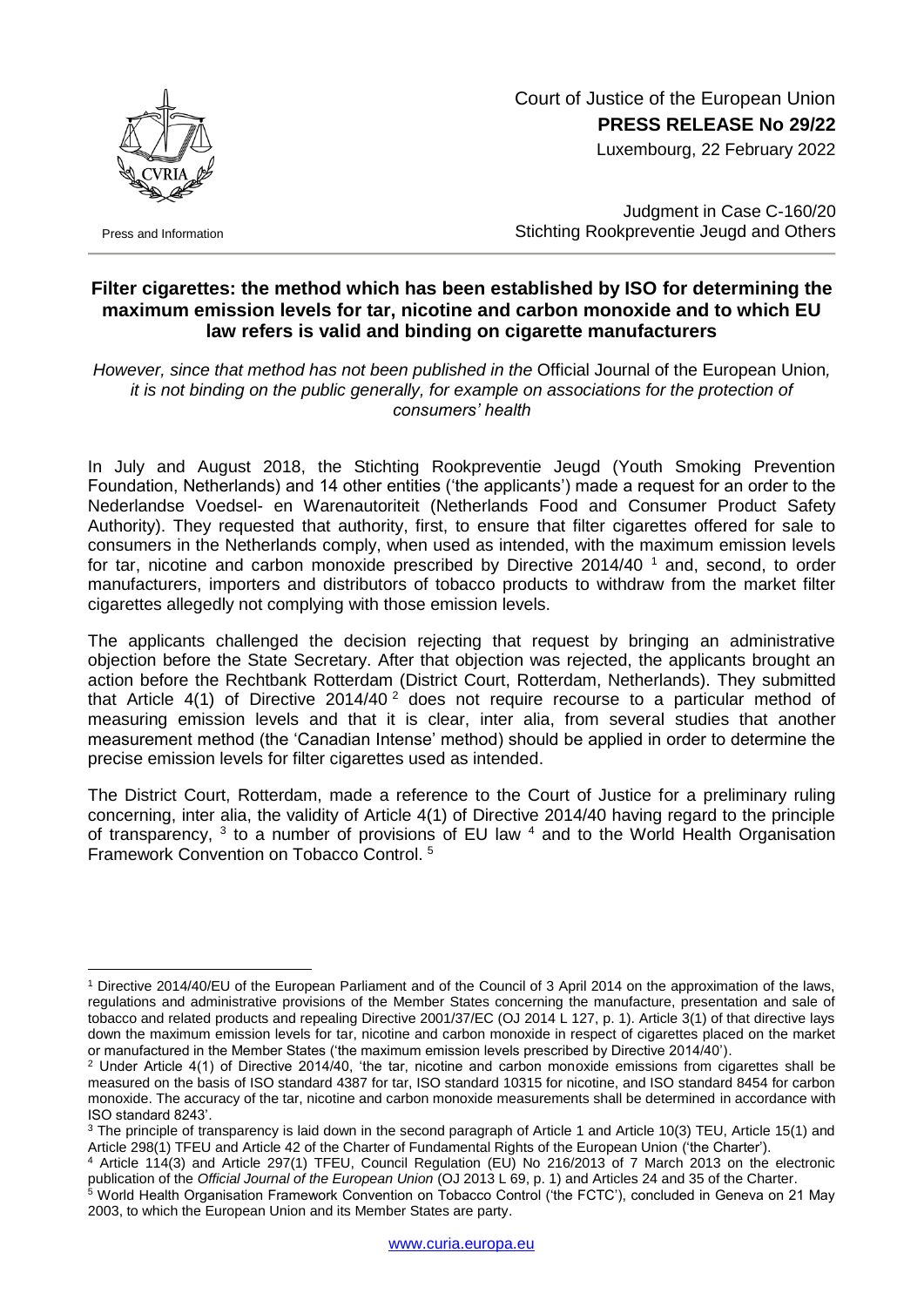Court of Justice of the European Union
**PRESS RELEASE No 29/22**
Luxembourg, 22 February 2022

Press and Information

Judgment in Case C-160/20
Stichting Rookpreventie Jeugd and Others

## Filter cigarettes: the method which has been established by ISO for determining the maximum emission levels for tar, nicotine and carbon monoxide and to which EU law refers is valid and binding on cigarette manufacturers

*However, since that method has not been published in the* Official Journal of the European Union*, it is not binding on the public generally, for example on associations for the protection of consumers' health*

In July and August 2018, the Stichting Rookpreventie Jeugd (Youth Smoking Prevention Foundation, Netherlands) and 14 other entities ('the applicants') made a request for an order to the Nederlandse Voedsel- en Warenautoriteit (Netherlands Food and Consumer Product Safety Authority). They requested that authority, first, to ensure that filter cigarettes offered for sale to consumers in the Netherlands comply, when used as intended, with the maximum emission levels for tar, nicotine and carbon monoxide prescribed by Directive 2014/40 [1] and, second, to order manufacturers, importers and distributors of tobacco products to withdraw from the market filter cigarettes allegedly not complying with those emission levels.

The applicants challenged the decision rejecting that request by bringing an administrative objection before the State Secretary. After that objection was rejected, the applicants brought an action before the Rechtbank Rotterdam (District Court, Rotterdam, Netherlands). They submitted that Article 4(1) of Directive 2014/40 [2] does not require recourse to a particular method of measuring emission levels and that it is clear, inter alia, from several studies that another measurement method (the 'Canadian Intense' method) should be applied in order to determine the precise emission levels for filter cigarettes used as intended.

The District Court, Rotterdam, made a reference to the Court of Justice for a preliminary ruling concerning, inter alia, the validity of Article 4(1) of Directive 2014/40 having regard to the principle of transparency, [3] to a number of provisions of EU law [4] and to the World Health Organisation Framework Convention on Tobacco Control. [5]

---

[1] Directive 2014/40/EU of the European Parliament and of the Council of 3 April 2014 on the approximation of the laws, regulations and administrative provisions of the Member States concerning the manufacture, presentation and sale of tobacco and related products and repealing Directive 2001/37/EC (OJ 2014 L 127, p. 1). Article 3(1) of that directive lays down the maximum emission levels for tar, nicotine and carbon monoxide in respect of cigarettes placed on the market or manufactured in the Member States ('the maximum emission levels prescribed by Directive 2014/40').

[2] Under Article 4(1) of Directive 2014/40, 'the tar, nicotine and carbon monoxide emissions from cigarettes shall be measured on the basis of ISO standard 4387 for tar, ISO standard 10315 for nicotine, and ISO standard 8454 for carbon monoxide. The accuracy of the tar, nicotine and carbon monoxide measurements shall be determined in accordance with ISO standard 8243'.

[3] The principle of transparency is laid down in the second paragraph of Article 1 and Article 10(3) TEU, Article 15(1) and Article 298(1) TFEU and Article 42 of the Charter of Fundamental Rights of the European Union ('the Charter').

[4] Article 114(3) and Article 297(1) TFEU, Council Regulation (EU) No 216/2013 of 7 March 2013 on the electronic publication of the *Official Journal of the European Union* (OJ 2013 L 69, p. 1) and Articles 24 and 35 of the Charter.

[5] World Health Organisation Framework Convention on Tobacco Control ('the FCTC'), concluded in Geneva on 21 May 2003, to which the European Union and its Member States are party.

www.curia.europa.eu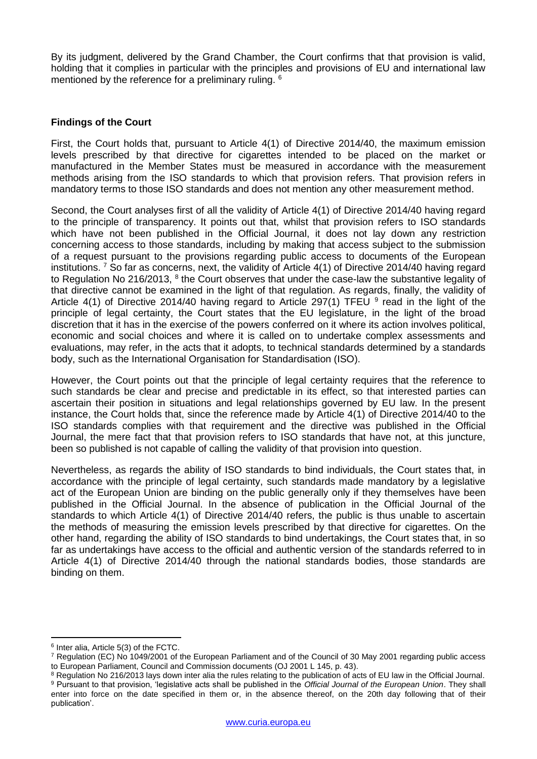By its judgment, delivered by the Grand Chamber, the Court confirms that that provision is valid, holding that it complies in particular with the principles and provisions of EU and international law mentioned by the reference for a preliminary ruling. [6]

**Findings of the Court**

First, the Court holds that, pursuant to Article 4(1) of Directive 2014/40, the maximum emission levels prescribed by that directive for cigarettes intended to be placed on the market or manufactured in the Member States must be measured in accordance with the measurement methods arising from the ISO standards to which that provision refers. That provision refers in mandatory terms to those ISO standards and does not mention any other measurement method.

Second, the Court analyses first of all the validity of Article 4(1) of Directive 2014/40 having regard to the principle of transparency. It points out that, whilst that provision refers to ISO standards which have not been published in the Official Journal, it does not lay down any restriction concerning access to those standards, including by making that access subject to the submission of a request pursuant to the provisions regarding public access to documents of the European institutions. [7] So far as concerns, next, the validity of Article 4(1) of Directive 2014/40 having regard to Regulation No 216/2013, [8] the Court observes that under the case-law the substantive legality of that directive cannot be examined in the light of that regulation. As regards, finally, the validity of Article 4(1) of Directive 2014/40 having regard to Article 297(1) TFEU [9] read in the light of the principle of legal certainty, the Court states that the EU legislature, in the light of the broad discretion that it has in the exercise of the powers conferred on it where its action involves political, economic and social choices and where it is called on to undertake complex assessments and evaluations, may refer, in the acts that it adopts, to technical standards determined by a standards body, such as the International Organisation for Standardisation (ISO).

However, the Court points out that the principle of legal certainty requires that the reference to such standards be clear and precise and predictable in its effect, so that interested parties can ascertain their position in situations and legal relationships governed by EU law. In the present instance, the Court holds that, since the reference made by Article 4(1) of Directive 2014/40 to the ISO standards complies with that requirement and the directive was published in the Official Journal, the mere fact that that provision refers to ISO standards that have not, at this juncture, been so published is not capable of calling the validity of that provision into question.

Nevertheless, as regards the ability of ISO standards to bind individuals, the Court states that, in accordance with the principle of legal certainty, such standards made mandatory by a legislative act of the European Union are binding on the public generally only if they themselves have been published in the Official Journal. In the absence of publication in the Official Journal of the standards to which Article 4(1) of Directive 2014/40 refers, the public is thus unable to ascertain the methods of measuring the emission levels prescribed by that directive for cigarettes. On the other hand, regarding the ability of ISO standards to bind undertakings, the Court states that, in so far as undertakings have access to the official and authentic version of the standards referred to in Article 4(1) of Directive 2014/40 through the national standards bodies, those standards are binding on them.

---

[6] Inter alia, Article 5(3) of the FCTC.

[7] Regulation (EC) No 1049/2001 of the European Parliament and of the Council of 30 May 2001 regarding public access to European Parliament, Council and Commission documents (OJ 2001 L 145, p. 43).

[8] Regulation No 216/2013 lays down inter alia the rules relating to the publication of acts of EU law in the Official Journal.

[9] Pursuant to that provision, 'legislative acts shall be published in the *Official Journal of the European Union*. They shall enter into force on the date specified in them or, in the absence thereof, on the 20th day following that of their publication'.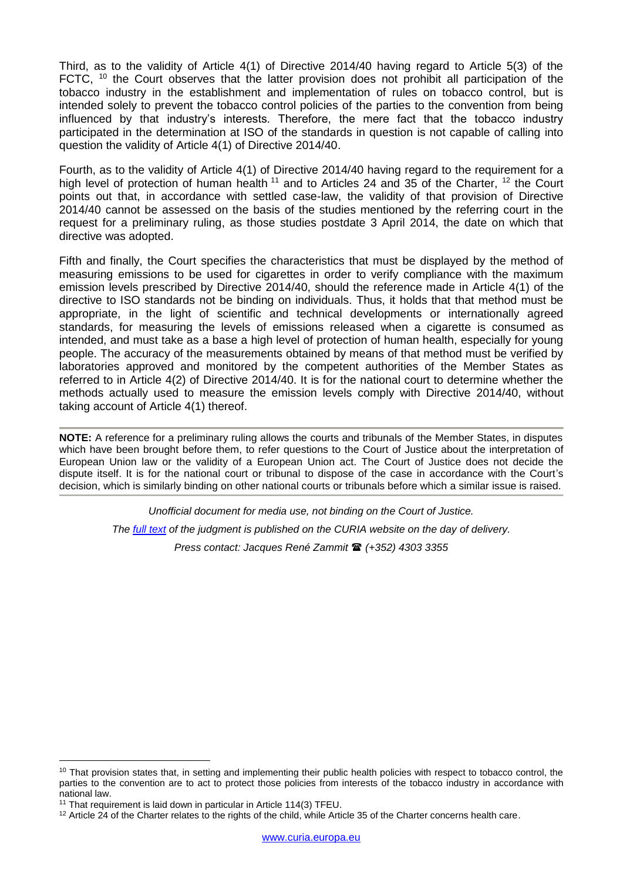Third, as to the validity of Article 4(1) of Directive 2014/40 having regard to Article 5(3) of the FCTC, [10] the Court observes that the latter provision does not prohibit all participation of the tobacco industry in the establishment and implementation of rules on tobacco control, but is intended solely to prevent the tobacco control policies of the parties to the convention from being influenced by that industry's interests. Therefore, the mere fact that the tobacco industry participated in the determination at ISO of the standards in question is not capable of calling into question the validity of Article 4(1) of Directive 2014/40.

Fourth, as to the validity of Article 4(1) of Directive 2014/40 having regard to the requirement for a high level of protection of human health [11] and to Articles 24 and 35 of the Charter, [12] the Court points out that, in accordance with settled case-law, the validity of that provision of Directive 2014/40 cannot be assessed on the basis of the studies mentioned by the referring court in the request for a preliminary ruling, as those studies postdate 3 April 2014, the date on which that directive was adopted.

Fifth and finally, the Court specifies the characteristics that must be displayed by the method of measuring emissions to be used for cigarettes in order to verify compliance with the maximum emission levels prescribed by Directive 2014/40, should the reference made in Article 4(1) of the directive to ISO standards not be binding on individuals. Thus, it holds that that method must be appropriate, in the light of scientific and technical developments or internationally agreed standards, for measuring the levels of emissions released when a cigarette is consumed as intended, and must take as a base a high level of protection of human health, especially for young people. The accuracy of the measurements obtained by means of that method must be verified by laboratories approved and monitored by the competent authorities of the Member States as referred to in Article 4(2) of Directive 2014/40. It is for the national court to determine whether the methods actually used to measure the emission levels comply with Directive 2014/40, without taking account of Article 4(1) thereof.

---

**NOTE:** A reference for a preliminary ruling allows the courts and tribunals of the Member States, in disputes which have been brought before them, to refer questions to the Court of Justice about the interpretation of European Union law or the validity of a European Union act. The Court of Justice does not decide the dispute itself. It is for the national court or tribunal to dispose of the case in accordance with the Court's decision, which is similarly binding on other national courts or tribunals before which a similar issue is raised.

---

*Unofficial document for media use, not binding on the Court of Justice.*

*The full text of the judgment is published on the CURIA website on the day of delivery.*

*Press contact: Jacques René Zammit ☎ (+352) 4303 3355*

---

[10] That provision states that, in setting and implementing their public health policies with respect to tobacco control, the parties to the convention are to act to protect those policies from interests of the tobacco industry in accordance with national law.

[11] That requirement is laid down in particular in Article 114(3) TFEU.

[12] Article 24 of the Charter relates to the rights of the child, while Article 35 of the Charter concerns health care.